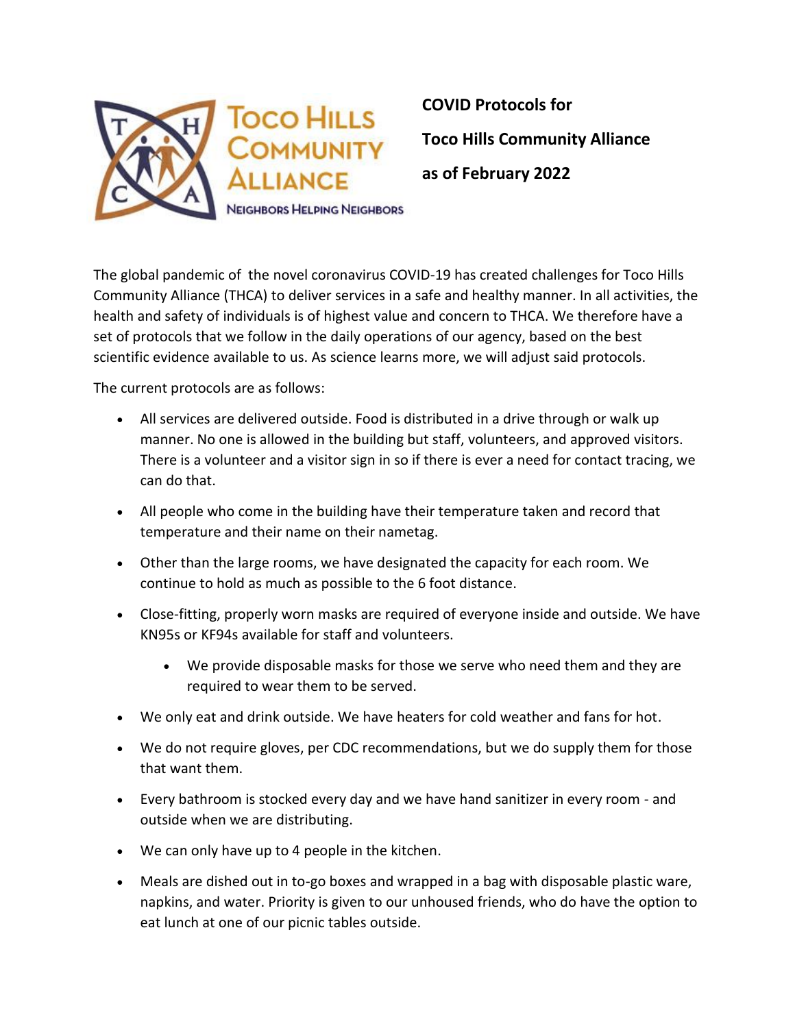Toco Hills Community Alliance

Neighbors Helping Neighbors

**COVID Protocols for**

**Toco Hills Community Alliance**

**as of February 2022**

The global pandemic of the novel coronavirus COVID-19 has created challenges for Toco Hills Community Alliance (THCA) to deliver services in a safe and healthy manner. In all activities, the health and safety of individuals is of highest value and concern to THCA. We therefore have a set of protocols that we follow in the daily operations of our agency, based on the best scientific evidence available to us. As science learns more, we will adjust said protocols.

The current protocols are as follows:

- All services are delivered outside. Food is distributed in a drive through or walk up manner. No one is allowed in the building but staff, volunteers, and approved visitors. There is a volunteer and a visitor sign in so if there is ever a need for contact tracing, we can do that.
- All people who come in the building have their temperature taken and record that temperature and their name on their nametag.
- Other than the large rooms, we have designated the capacity for each room. We continue to hold as much as possible to the 6 foot distance.
- Close-fitting, properly worn masks are required of everyone inside and outside. We have KN95s or KF94s available for staff and volunteers.
  - We provide disposable masks for those we serve who need them and they are required to wear them to be served.
- We only eat and drink outside. We have heaters for cold weather and fans for hot.
- We do not require gloves, per CDC recommendations, but we do supply them for those that want them.
- Every bathroom is stocked every day and we have hand sanitizer in every room - and outside when we are distributing.
- We can only have up to 4 people in the kitchen.
- Meals are dished out in to-go boxes and wrapped in a bag with disposable plastic ware, napkins, and water. Priority is given to our unhoused friends, who do have the option to eat lunch at one of our picnic tables outside.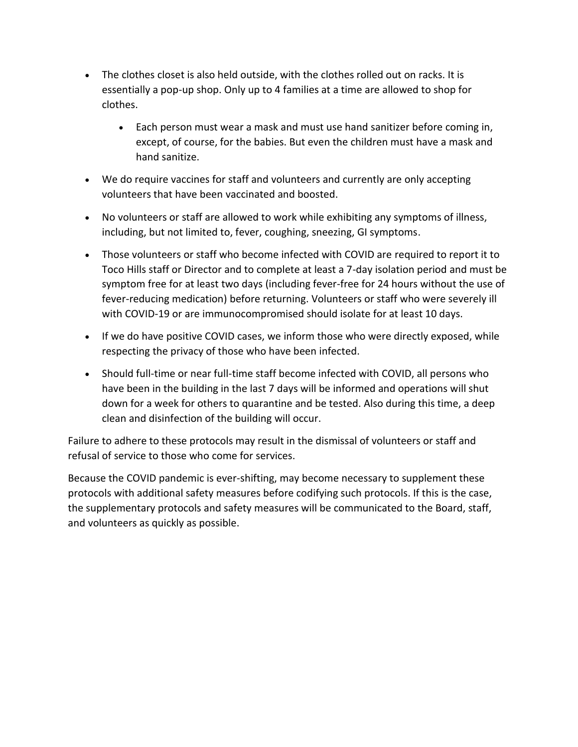- The clothes closet is also held outside, with the clothes rolled out on racks. It is essentially a pop-up shop. Only up to 4 families at a time are allowed to shop for clothes.
  - Each person must wear a mask and must use hand sanitizer before coming in, except, of course, for the babies. But even the children must have a mask and hand sanitize.
- We do require vaccines for staff and volunteers and currently are only accepting volunteers that have been vaccinated and boosted.
- No volunteers or staff are allowed to work while exhibiting any symptoms of illness, including, but not limited to, fever, coughing, sneezing, GI symptoms.
- Those volunteers or staff who become infected with COVID are required to report it to Toco Hills staff or Director and to complete at least a 7-day isolation period and must be symptom free for at least two days (including fever-free for 24 hours without the use of fever-reducing medication) before returning. Volunteers or staff who were severely ill with COVID-19 or are immunocompromised should isolate for at least 10 days.
- If we do have positive COVID cases, we inform those who were directly exposed, while respecting the privacy of those who have been infected.
- Should full-time or near full-time staff become infected with COVID, all persons who have been in the building in the last 7 days will be informed and operations will shut down for a week for others to quarantine and be tested. Also during this time, a deep clean and disinfection of the building will occur.

Failure to adhere to these protocols may result in the dismissal of volunteers or staff and refusal of service to those who come for services.

Because the COVID pandemic is ever-shifting, may become necessary to supplement these protocols with additional safety measures before codifying such protocols. If this is the case, the supplementary protocols and safety measures will be communicated to the Board, staff, and volunteers as quickly as possible.